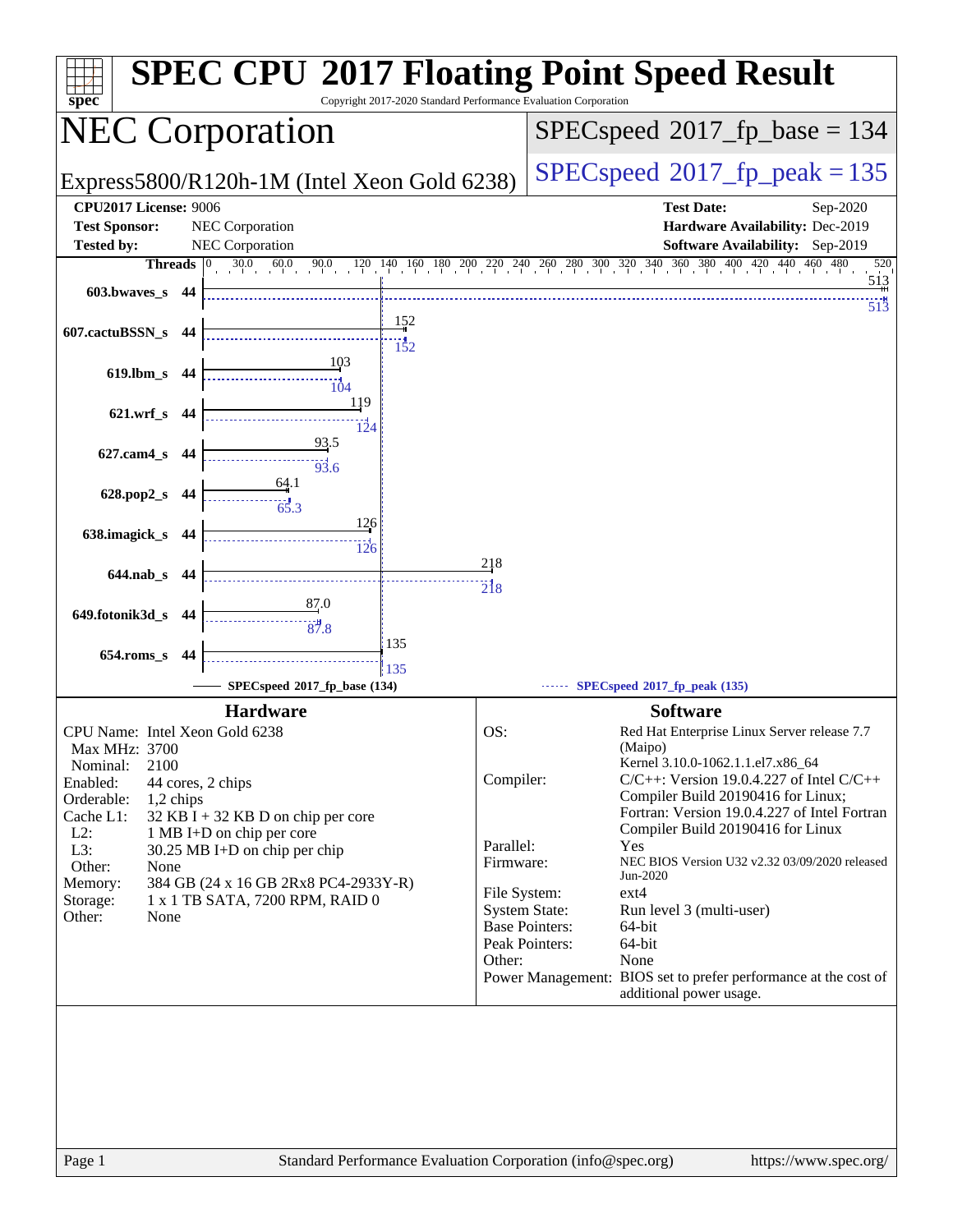# SPEC CPU 2017 Floating Point Speed Result

Copyright 2017-2020 Standard Performance Evaluation Corporation

## NEC Corporation

Express5800/R120h-1M (Intel Xeon Gold 6238)

SPECspeed 2017_fp_base = 134

SPECspeed 2017_fp_peak = 135

**CPU2017 License:** 9006
**Test Sponsor:** NEC Corporation
**Tested by:** NEC Corporation

**Test Date:** Sep-2020
**Hardware Availability:** Dec-2019
**Software Availability:** Sep-2019

| Benchmark | Threads | Base | Peak |
|---|---|---|---|
| 603.bwaves_s | 44 | 513 | 513 |
| 607.cactuBSSN_s | 44 | 152 | 152 |
| 619.lbm_s | 44 | 103 | 104 |
| 621.wrf_s | 44 | 119 | 124 |
| 627.cam4_s | 44 | 93.5 | 93.6 |
| 628.pop2_s | 44 | 64.1 | 65.3 |
| 638.imagick_s | 44 | 126 | 126 |
| 644.nab_s | 44 | 218 | 218 |
| 649.fotonik3d_s | 44 | 87.0 | 87.8 |
| 654.roms_s | 44 | 135 | 135 |

SPECspeed 2017_fp_base (134) — SPECspeed 2017_fp_peak (135)

### Hardware

| | |
|---|---|
| CPU Name: | Intel Xeon Gold 6238 |
| Max MHz: | 3700 |
| Nominal: | 2100 |
| Enabled: | 44 cores, 2 chips |
| Orderable: | 1,2 chips |
| Cache L1: | 32 KB I + 32 KB D on chip per core |
| L2: | 1 MB I+D on chip per core |
| L3: | 30.25 MB I+D on chip per chip |
| Other: | None |
| Memory: | 384 GB (24 x 16 GB 2Rx8 PC4-2933Y-R) |
| Storage: | 1 x 1 TB SATA, 7200 RPM, RAID 0 |
| Other: | None |

### Software

| | |
|---|---|
| OS: | Red Hat Enterprise Linux Server release 7.7 (Maipo) Kernel 3.10.0-1062.1.1.el7.x86_64 |
| Compiler: | C/C++: Version 19.0.4.227 of Intel C/C++ Compiler Build 20190416 for Linux; Fortran: Version 19.0.4.227 of Intel Fortran Compiler Build 20190416 for Linux |
| Parallel: | Yes |
| Firmware: | NEC BIOS Version U32 v2.32 03/09/2020 released Jun-2020 |
| File System: | ext4 |
| System State: | Run level 3 (multi-user) |
| Base Pointers: | 64-bit |
| Peak Pointers: | 64-bit |
| Other: | None |
| Power Management: | BIOS set to prefer performance at the cost of additional power usage. |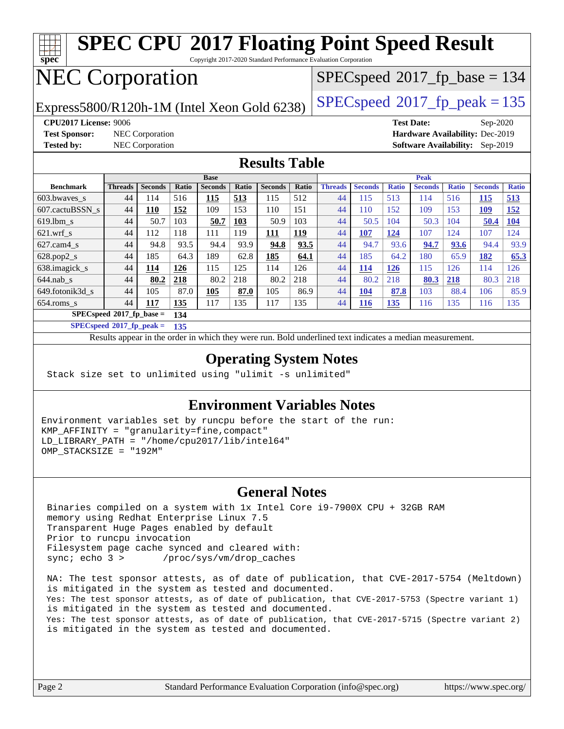# SPEC CPU 2017 Floating Point Speed Result

Copyright 2017-2020 Standard Performance Evaluation Corporation

## NEC Corporation

Express5800/R120h-1M (Intel Xeon Gold 6238)

SPECspeed 2017_fp_base = 134

SPECspeed 2017_fp_peak = 135

**CPU2017 License:** 9006
**Test Sponsor:** NEC Corporation
**Tested by:** NEC Corporation

**Test Date:** Sep-2020
**Hardware Availability:** Dec-2019
**Software Availability:** Sep-2019

## Results Table

| Benchmark | Base | | | | | | | Peak | | | | | | |
|---|---|---|---|---|---|---|---|---|---|---|---|---|---|---|
| | Threads | Seconds | Ratio | Seconds | Ratio | Seconds | Ratio | Threads | Seconds | Ratio | Seconds | Ratio | Seconds | Ratio |
| 603.bwaves_s | 44 | 114 | 516 | **115** | **513** | 115 | 512 | 44 | 115 | 513 | 114 | 516 | **115** | **513** |
| 607.cactuBSSN_s | 44 | **110** | **152** | 109 | 153 | 110 | 151 | 44 | 110 | 152 | 109 | 153 | **109** | **152** |
| 619.lbm_s | 44 | 50.7 | 103 | **50.7** | **103** | 50.9 | 103 | 44 | 50.5 | 104 | 50.3 | 104 | **50.4** | **104** |
| 621.wrf_s | 44 | 112 | 118 | 111 | 119 | **111** | **119** | 44 | **107** | **124** | 107 | 124 | 107 | 124 |
| 627.cam4_s | 44 | 94.8 | 93.5 | 94.4 | 93.9 | **94.8** | **93.5** | 44 | 94.7 | 93.6 | **94.7** | **93.6** | 94.4 | 93.9 |
| 628.pop2_s | 44 | 185 | 64.3 | 189 | 62.8 | **185** | **64.1** | 44 | 185 | 64.2 | 180 | 65.9 | **182** | **65.3** |
| 638.imagick_s | 44 | **114** | **126** | 115 | 125 | 114 | 126 | 44 | **114** | **126** | 115 | 126 | 114 | 126 |
| 644.nab_s | 44 | **80.2** | **218** | 80.2 | 218 | 80.2 | 218 | 44 | 80.2 | 218 | **80.3** | **218** | 80.3 | 218 |
| 649.fotonik3d_s | 44 | 105 | 87.0 | **105** | **87.0** | 105 | 86.9 | 44 | **104** | **87.8** | 103 | 88.4 | 106 | 85.9 |
| 654.roms_s | 44 | **117** | **135** | 117 | 135 | 117 | 135 | 44 | **116** | **135** | 116 | 135 | 116 | 135 |
| SPECspeed 2017_fp_base = | 134 | | | | | | | | | | | | | |
| SPECspeed 2017_fp_peak = | 135 | | | | | | | | | | | | | |

Results appear in the order in which they were run. Bold underlined text indicates a median measurement.

## Operating System Notes

```
Stack size set to unlimited using "ulimit -s unlimited"
```

## Environment Variables Notes

```
Environment variables set by runcpu before the start of the run:
KMP_AFFINITY = "granularity=fine,compact"
LD_LIBRARY_PATH = "/home/cpu2017/lib/intel64"
OMP_STACKSIZE = "192M"
```

## General Notes

```
Binaries compiled on a system with 1x Intel Core i9-7900X CPU + 32GB RAM
memory using Redhat Enterprise Linux 7.5
Transparent Huge Pages enabled by default
Prior to runcpu invocation
Filesystem page cache synced and cleared with:
sync; echo 3 >       /proc/sys/vm/drop_caches

NA: The test sponsor attests, as of date of publication, that CVE-2017-5754 (Meltdown)
is mitigated in the system as tested and documented.
Yes: The test sponsor attests, as of date of publication, that CVE-2017-5753 (Spectre variant 1)
is mitigated in the system as tested and documented.
Yes: The test sponsor attests, as of date of publication, that CVE-2017-5715 (Spectre variant 2)
is mitigated in the system as tested and documented.
```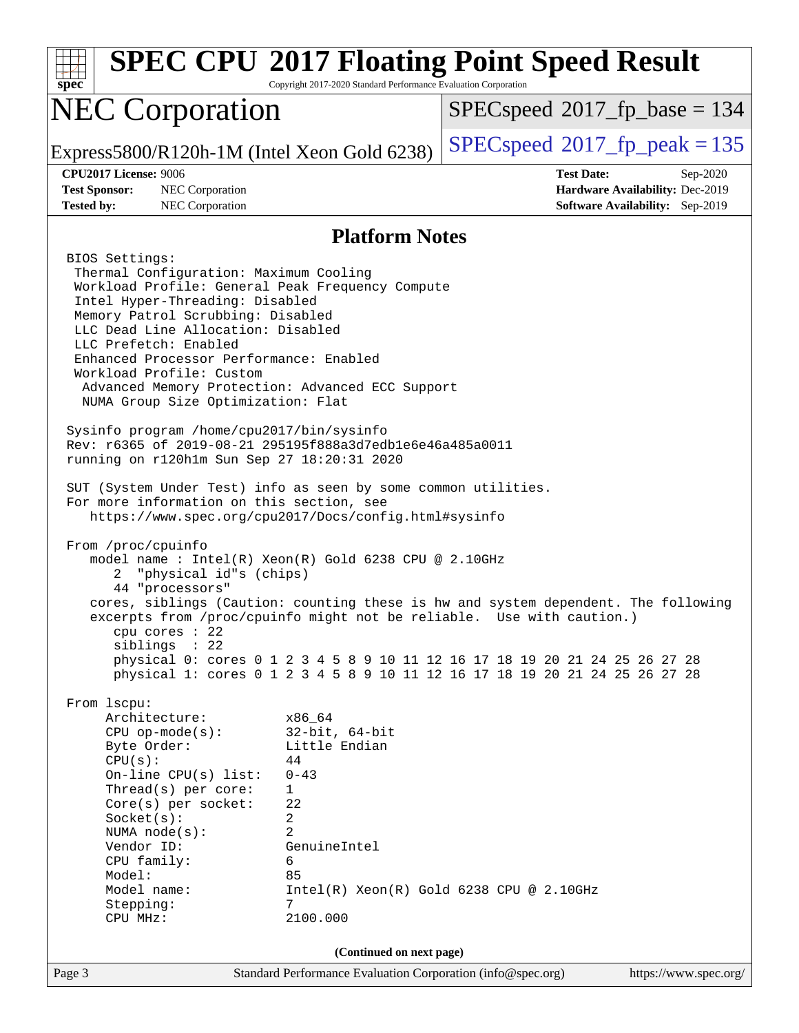# SPEC CPU 2017 Floating Point Speed Result

Copyright 2017-2020 Standard Performance Evaluation Corporation

## NEC Corporation

Express5800/R120h-1M (Intel Xeon Gold 6238)

SPECspeed 2017_fp_base = 134

SPECspeed 2017_fp_peak = 135

**CPU2017 License:** 9006
**Test Sponsor:** NEC Corporation
**Tested by:** NEC Corporation

**Test Date:** Sep-2020
**Hardware Availability:** Dec-2019
**Software Availability:** Sep-2019

### Platform Notes

```
BIOS Settings:
 Thermal Configuration: Maximum Cooling
 Workload Profile: General Peak Frequency Compute
 Intel Hyper-Threading: Disabled
 Memory Patrol Scrubbing: Disabled
 LLC Dead Line Allocation: Disabled
 LLC Prefetch: Enabled
 Enhanced Processor Performance: Enabled
 Workload Profile: Custom
  Advanced Memory Protection: Advanced ECC Support
  NUMA Group Size Optimization: Flat

Sysinfo program /home/cpu2017/bin/sysinfo
Rev: r6365 of 2019-08-21 295195f888a3d7edb1e6e46a485a0011
running on r120h1m Sun Sep 27 18:20:31 2020

SUT (System Under Test) info as seen by some common utilities.
For more information on this section, see
   https://www.spec.org/cpu2017/Docs/config.html#sysinfo

From /proc/cpuinfo
   model name : Intel(R) Xeon(R) Gold 6238 CPU @ 2.10GHz
      2  "physical id"s (chips)
      44 "processors"
   cores, siblings (Caution: counting these is hw and system dependent. The following
   excerpts from /proc/cpuinfo might not be reliable.  Use with caution.)
      cpu cores : 22
      siblings  : 22
      physical 0: cores 0 1 2 3 4 5 8 9 10 11 12 16 17 18 19 20 21 24 25 26 27 28
      physical 1: cores 0 1 2 3 4 5 8 9 10 11 12 16 17 18 19 20 21 24 25 26 27 28

From lscpu:
     Architecture:          x86_64
     CPU op-mode(s):        32-bit, 64-bit
     Byte Order:            Little Endian
     CPU(s):                44
     On-line CPU(s) list:   0-43
     Thread(s) per core:    1
     Core(s) per socket:    22
     Socket(s):             2
     NUMA node(s):          2
     Vendor ID:             GenuineIntel
     CPU family:            6
     Model:                 85
     Model name:            Intel(R) Xeon(R) Gold 6238 CPU @ 2.10GHz
     Stepping:              7
     CPU MHz:               2100.000
```

(Continued on next page)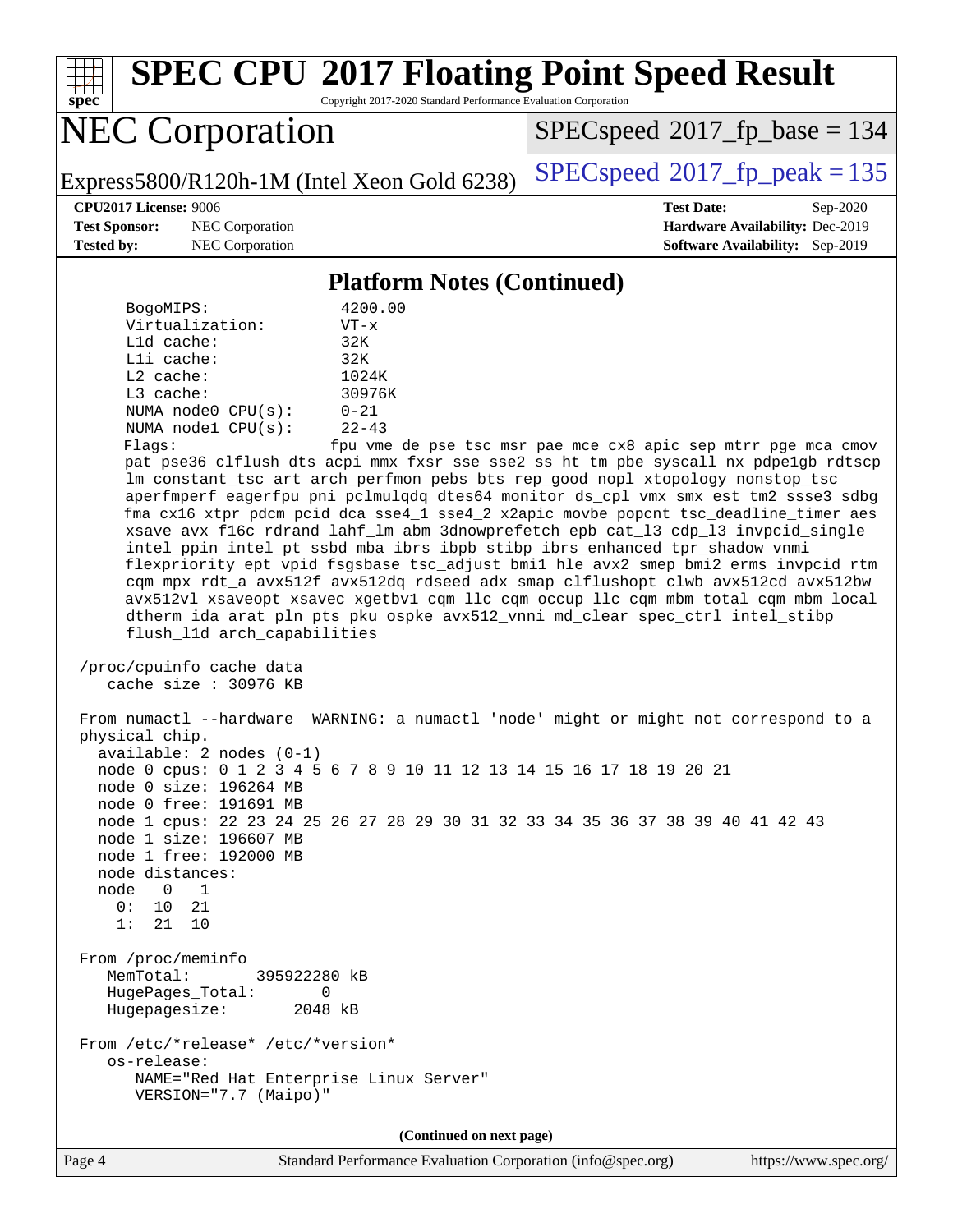## Platform Notes (Continued)

```
     BogoMIPS:                4200.00
     Virtualization:          VT-x
     L1d cache:               32K
     L1i cache:               32K
     L2 cache:                1024K
     L3 cache:                30976K
     NUMA node0 CPU(s):       0-21
     NUMA node1 CPU(s):       22-43
     Flags:                   fpu vme de pse tsc msr pae mce cx8 apic sep mtrr pge mca cmov
     pat pse36 clflush dts acpi mmx fxsr sse sse2 ss ht tm pbe syscall nx pdpe1gb rdtscp
     lm constant_tsc art arch_perfmon pebs bts rep_good nopl xtopology nonstop_tsc
     aperfmperf eagerfpu pni pclmulqdq dtes64 monitor ds_cpl vmx smx est tm2 ssse3 sdbg
     fma cx16 xtpr pdcm pcid dca sse4_1 sse4_2 x2apic movbe popcnt tsc_deadline_timer aes
     xsave avx f16c rdrand lahf_lm abm 3dnowprefetch epb cat_l3 cdp_l3 invpcid_single
     intel_ppin intel_pt ssbd mba ibrs ibpb stibp ibrs_enhanced tpr_shadow vnmi
     flexpriority ept vpid fsgsbase tsc_adjust bmi1 hle avx2 smep bmi2 erms invpcid rtm
     cqm mpx rdt_a avx512f avx512dq rdseed adx smap clflushopt clwb avx512cd avx512bw
     avx512vl xsaveopt xsavec xgetbv1 cqm_llc cqm_occup_llc cqm_mbm_total cqm_mbm_local
     dtherm ida arat pln pts pku ospke avx512_vnni md_clear spec_ctrl intel_stibp
     flush_l1d arch_capabilities

 /proc/cpuinfo cache data
    cache size : 30976 KB

 From numactl --hardware  WARNING: a numactl 'node' might or might not correspond to a
 physical chip.
   available: 2 nodes (0-1)
   node 0 cpus: 0 1 2 3 4 5 6 7 8 9 10 11 12 13 14 15 16 17 18 19 20 21
   node 0 size: 196264 MB
   node 0 free: 191691 MB
   node 1 cpus: 22 23 24 25 26 27 28 29 30 31 32 33 34 35 36 37 38 39 40 41 42 43
   node 1 size: 196607 MB
   node 1 free: 192000 MB
   node distances:
   node   0   1
     0:  10  21
     1:  21  10

 From /proc/meminfo
    MemTotal:       395922280 kB
    HugePages_Total:       0
    Hugepagesize:       2048 kB

 From /etc/*release* /etc/*version*
    os-release:
       NAME="Red Hat Enterprise Linux Server"
       VERSION="7.7 (Maipo)"
```

(Continued on next page)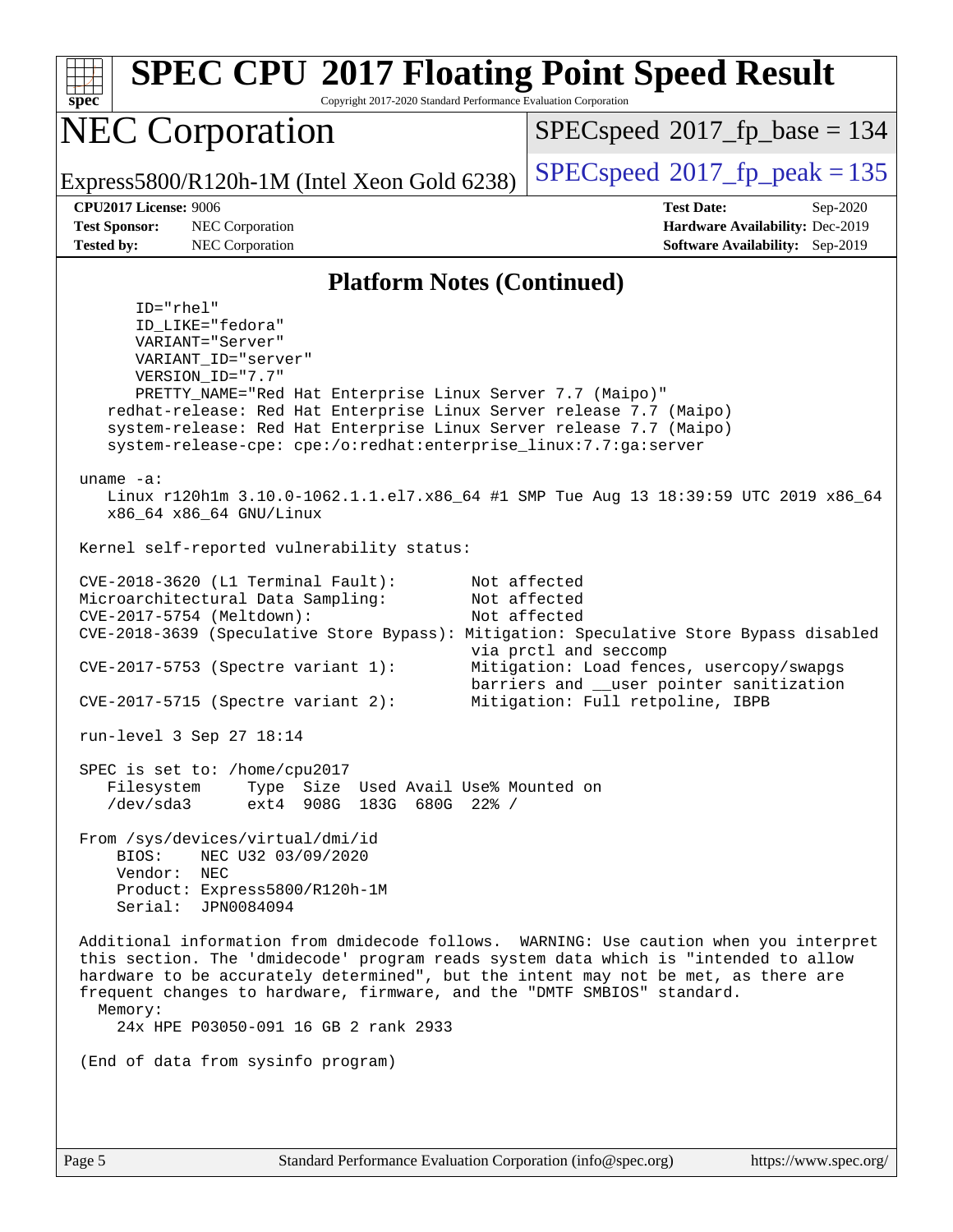## Platform Notes (Continued)

```
      ID="rhel"
      ID_LIKE="fedora"
      VARIANT="Server"
      VARIANT_ID="server"
      VERSION_ID="7.7"
      PRETTY_NAME="Red Hat Enterprise Linux Server 7.7 (Maipo)"
   redhat-release: Red Hat Enterprise Linux Server release 7.7 (Maipo)
   system-release: Red Hat Enterprise Linux Server release 7.7 (Maipo)
   system-release-cpe: cpe:/o:redhat:enterprise_linux:7.7:ga:server

uname -a:
   Linux r120h1m 3.10.0-1062.1.1.el7.x86_64 #1 SMP Tue Aug 13 18:39:59 UTC 2019 x86_64
   x86_64 x86_64 GNU/Linux

Kernel self-reported vulnerability status:

CVE-2018-3620 (L1 Terminal Fault):        Not affected
Microarchitectural Data Sampling:         Not affected
CVE-2017-5754 (Meltdown):                 Not affected
CVE-2018-3639 (Speculative Store Bypass): Mitigation: Speculative Store Bypass disabled
                                          via prctl and seccomp
CVE-2017-5753 (Spectre variant 1):        Mitigation: Load fences, usercopy/swapgs
                                          barriers and __user pointer sanitization
CVE-2017-5715 (Spectre variant 2):        Mitigation: Full retpoline, IBPB

run-level 3 Sep 27 18:14

SPEC is set to: /home/cpu2017
   Filesystem     Type  Size  Used Avail Use% Mounted on
   /dev/sda3      ext4  908G  183G  680G  22% /

From /sys/devices/virtual/dmi/id
    BIOS:    NEC U32 03/09/2020
    Vendor:  NEC
    Product: Express5800/R120h-1M
    Serial:  JPN0084094

Additional information from dmidecode follows.  WARNING: Use caution when you interpret
this section. The 'dmidecode' program reads system data which is "intended to allow
hardware to be accurately determined", but the intent may not be met, as there are
frequent changes to hardware, firmware, and the "DMTF SMBIOS" standard.
  Memory:
    24x HPE P03050-091 16 GB 2 rank 2933

(End of data from sysinfo program)
```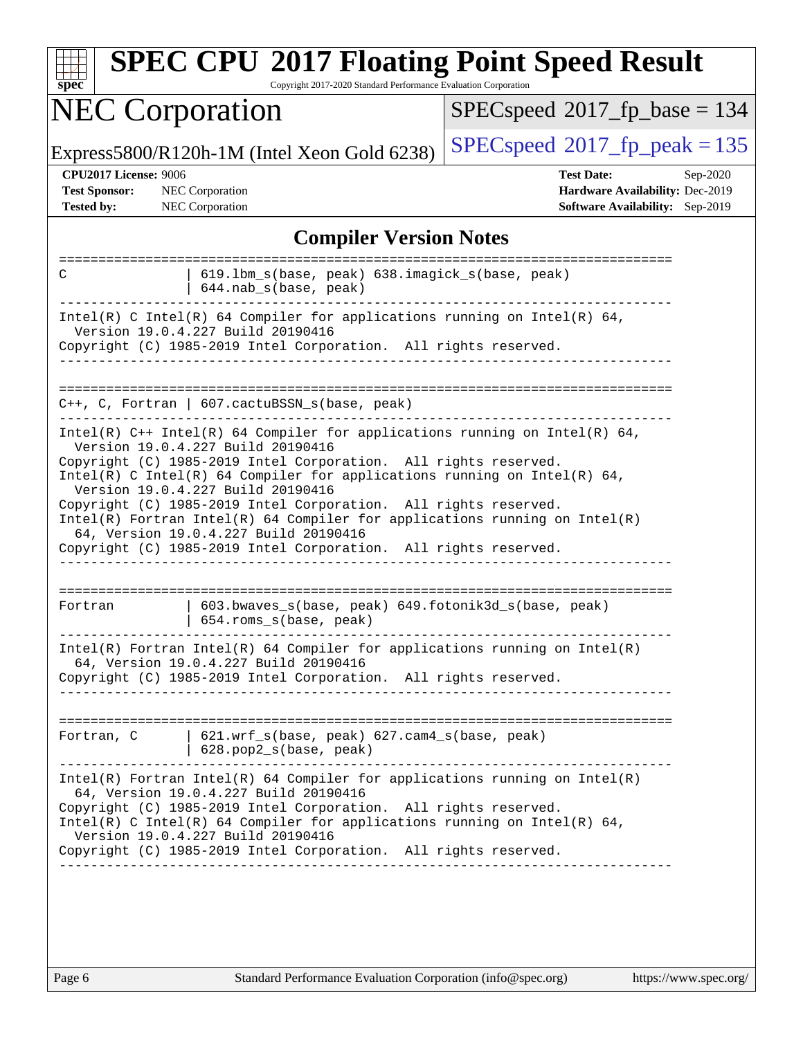## Compliler Version Notes

```
==============================================================================
C               | 619.lbm_s(base, peak) 638.imagick_s(base, peak)
                | 644.nab_s(base, peak)
------------------------------------------------------------------------------
Intel(R) C Intel(R) 64 Compiler for applications running on Intel(R) 64,
  Version 19.0.4.227 Build 20190416
Copyright (C) 1985-2019 Intel Corporation.  All rights reserved.
------------------------------------------------------------------------------

==============================================================================
C++, C, Fortran | 607.cactuBSSN_s(base, peak)
------------------------------------------------------------------------------
Intel(R) C++ Intel(R) 64 Compiler for applications running on Intel(R) 64,
  Version 19.0.4.227 Build 20190416
Copyright (C) 1985-2019 Intel Corporation.  All rights reserved.
Intel(R) C Intel(R) 64 Compiler for applications running on Intel(R) 64,
  Version 19.0.4.227 Build 20190416
Copyright (C) 1985-2019 Intel Corporation.  All rights reserved.
Intel(R) Fortran Intel(R) 64 Compiler for applications running on Intel(R)
  64, Version 19.0.4.227 Build 20190416
Copyright (C) 1985-2019 Intel Corporation.  All rights reserved.
------------------------------------------------------------------------------

==============================================================================
Fortran         | 603.bwaves_s(base, peak) 649.fotonik3d_s(base, peak)
                | 654.roms_s(base, peak)
------------------------------------------------------------------------------
Intel(R) Fortran Intel(R) 64 Compiler for applications running on Intel(R)
  64, Version 19.0.4.227 Build 20190416
Copyright (C) 1985-2019 Intel Corporation.  All rights reserved.
------------------------------------------------------------------------------

==============================================================================
Fortran, C      | 621.wrf_s(base, peak) 627.cam4_s(base, peak)
                | 628.pop2_s(base, peak)
------------------------------------------------------------------------------
Intel(R) Fortran Intel(R) 64 Compiler for applications running on Intel(R)
  64, Version 19.0.4.227 Build 20190416
Copyright (C) 1985-2019 Intel Corporation.  All rights reserved.
Intel(R) C Intel(R) 64 Compiler for applications running on Intel(R) 64,
  Version 19.0.4.227 Build 20190416
Copyright (C) 1985-2019 Intel Corporation.  All rights reserved.
------------------------------------------------------------------------------
```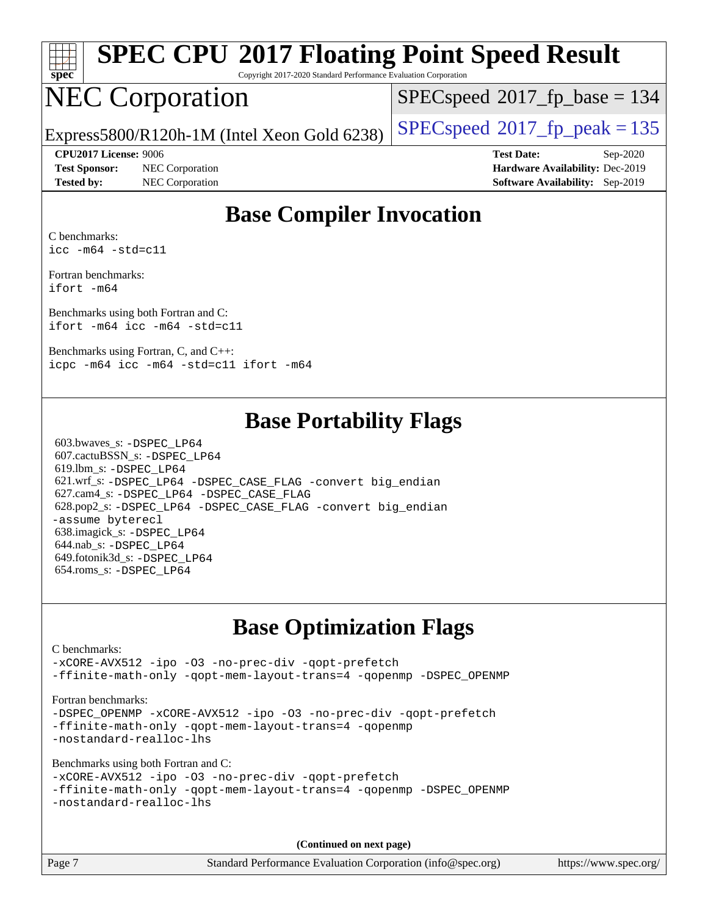# SPEC CPU 2017 Floating Point Speed Result

Copyright 2017-2020 Standard Performance Evaluation Corporation

# NEC Corporation

Express5800/R120h-1M (Intel Xeon Gold 6238)

SPECspeed 2017_fp_base = 134

SPECspeed 2017_fp_peak = 135

**CPU2017 License:** 9006
**Test Sponsor:** NEC Corporation
**Tested by:** NEC Corporation

**Test Date:** Sep-2020
**Hardware Availability:** Dec-2019
**Software Availability:** Sep-2019

## Base Compiler Invocation

C benchmarks:
```
icc -m64 -std=c11
```

Fortran benchmarks:
```
ifort -m64
```

Benchmarks using both Fortran and C:
```
ifort -m64 icc -m64 -std=c11
```

Benchmarks using Fortran, C, and C++:
```
icpc -m64 icc -m64 -std=c11 ifort -m64
```

## Base Portability Flags

603.bwaves_s: -DSPEC_LP64
607.cactuBSSN_s: -DSPEC_LP64
619.lbm_s: -DSPEC_LP64
621.wrf_s: -DSPEC_LP64 -DSPEC_CASE_FLAG -convert big_endian
627.cam4_s: -DSPEC_LP64 -DSPEC_CASE_FLAG
628.pop2_s: -DSPEC_LP64 -DSPEC_CASE_FLAG -convert big_endian -assume byterecl
638.imagick_s: -DSPEC_LP64
644.nab_s: -DSPEC_LP64
649.fotonik3d_s: -DSPEC_LP64
654.roms_s: -DSPEC_LP64

## Base Optimization Flags

C benchmarks:
```
-xCORE-AVX512 -ipo -O3 -no-prec-div -qopt-prefetch
-ffinite-math-only -qopt-mem-layout-trans=4 -qopenmp -DSPEC_OPENMP
```

Fortran benchmarks:
```
-DSPEC_OPENMP -xCORE-AVX512 -ipo -O3 -no-prec-div -qopt-prefetch
-ffinite-math-only -qopt-mem-layout-trans=4 -qopenmp
-nostandard-realloc-lhs
```

Benchmarks using both Fortran and C:
```
-xCORE-AVX512 -ipo -O3 -no-prec-div -qopt-prefetch
-ffinite-math-only -qopt-mem-layout-trans=4 -qopenmp -DSPEC_OPENMP
-nostandard-realloc-lhs
```

**(Continued on next page)**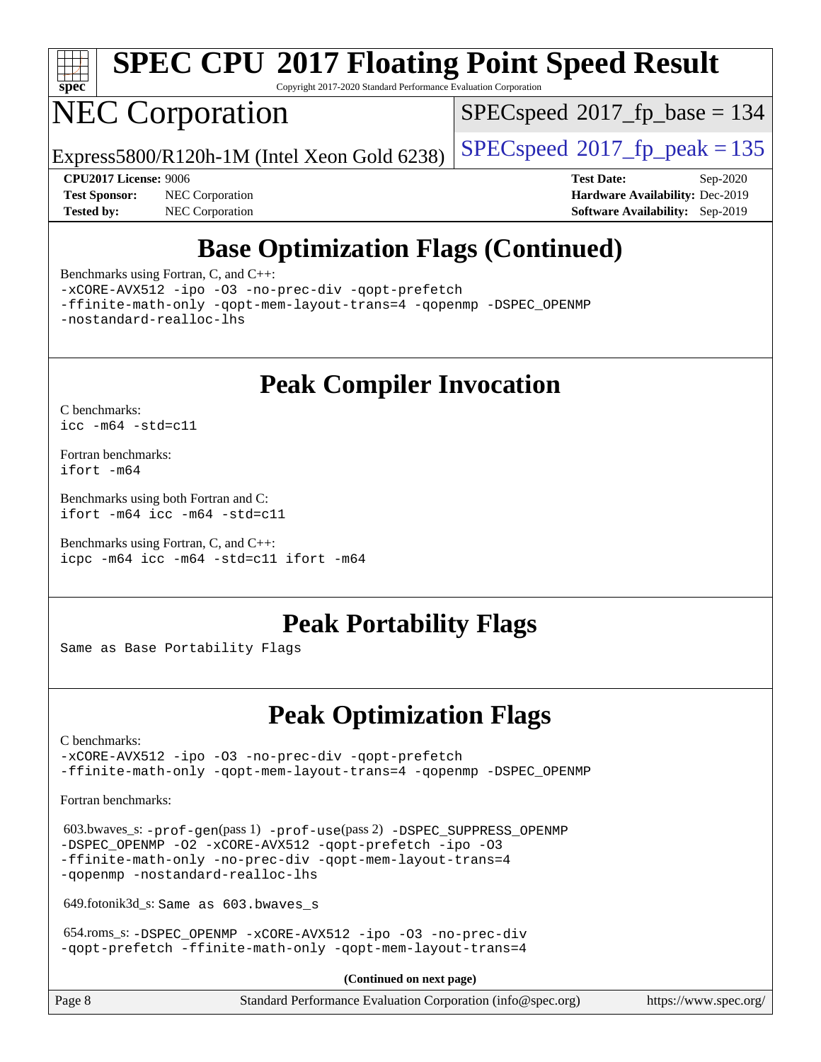# SPEC CPU 2017 Floating Point Speed Result

Copyright 2017-2020 Standard Performance Evaluation Corporation

# NEC Corporation

Express5800/R120h-1M (Intel Xeon Gold 6238)

SPECspeed 2017_fp_base = 134

SPECspeed 2017_fp_peak = 135

**CPU2017 License:** 9006
**Test Sponsor:** NEC Corporation
**Tested by:** NEC Corporation

**Test Date:** Sep-2020
**Hardware Availability:** Dec-2019
**Software Availability:** Sep-2019

## Base Optimization Flags (Continued)

Benchmarks using Fortran, C, and C++:

```
-xCORE-AVX512 -ipo -O3 -no-prec-div -qopt-prefetch
-ffinite-math-only -qopt-mem-layout-trans=4 -qopenmp -DSPEC_OPENMP
-nostandard-realloc-lhs
```

## Peak Compiler Invocation

C benchmarks:

```
icc -m64 -std=c11
```

Fortran benchmarks:

```
ifort -m64
```

Benchmarks using both Fortran and C:

```
ifort -m64 icc -m64 -std=c11
```

Benchmarks using Fortran, C, and C++:

```
icpc -m64 icc -m64 -std=c11 ifort -m64
```

## Peak Portability Flags

Same as Base Portability Flags

## Peak Optimization Flags

C benchmarks:

```
-xCORE-AVX512 -ipo -O3 -no-prec-div -qopt-prefetch
-ffinite-math-only -qopt-mem-layout-trans=4 -qopenmp -DSPEC_OPENMP
```

Fortran benchmarks:

603.bwaves_s: -prof-gen(pass 1) -prof-use(pass 2) -DSPEC_SUPPRESS_OPENMP
-DSPEC_OPENMP -O2 -xCORE-AVX512 -qopt-prefetch -ipo -O3
-ffinite-math-only -no-prec-div -qopt-mem-layout-trans=4
-qopenmp -nostandard-realloc-lhs

649.fotonik3d_s: Same as 603.bwaves_s

654.roms_s: -DSPEC_OPENMP -xCORE-AVX512 -ipo -O3 -no-prec-div
-qopt-prefetch -ffinite-math-only -qopt-mem-layout-trans=4

**(Continued on next page)**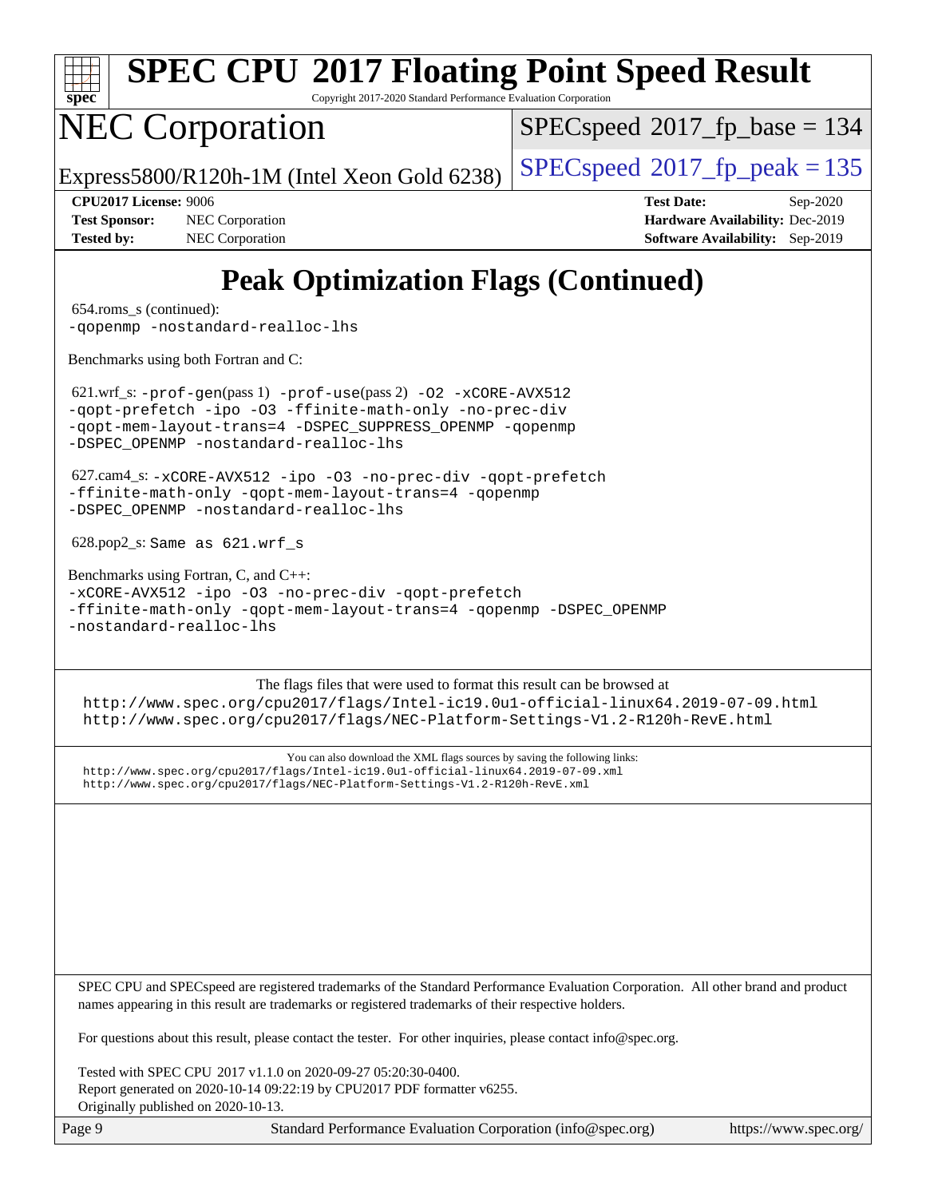# Peak Optimization Flags (Continued)

654.roms_s (continued):
-qopenmp -nostandard-realloc-lhs

Benchmarks using both Fortran and C:

621.wrf_s: -prof-gen(pass 1) -prof-use(pass 2) -O2 -xCORE-AVX512 -qopt-prefetch -ipo -O3 -ffinite-math-only -no-prec-div -qopt-mem-layout-trans=4 -DSPEC_SUPPRESS_OPENMP -qopenmp -DSPEC_OPENMP -nostandard-realloc-lhs

627.cam4_s: -xCORE-AVX512 -ipo -O3 -no-prec-div -qopt-prefetch -ffinite-math-only -qopt-mem-layout-trans=4 -qopenmp -DSPEC_OPENMP -nostandard-realloc-lhs

628.pop2_s: Same as 621.wrf_s

Benchmarks using Fortran, C, and C++:
-xCORE-AVX512 -ipo -O3 -no-prec-div -qopt-prefetch -ffinite-math-only -qopt-mem-layout-trans=4 -qopenmp -DSPEC_OPENMP -nostandard-realloc-lhs

The flags files that were used to format this result can be browsed at
http://www.spec.org/cpu2017/flags/Intel-ic19.0u1-official-linux64.2019-07-09.html
http://www.spec.org/cpu2017/flags/NEC-Platform-Settings-V1.2-R120h-RevE.html

You can also download the XML flags sources by saving the following links:
http://www.spec.org/cpu2017/flags/Intel-ic19.0u1-official-linux64.2019-07-09.xml
http://www.spec.org/cpu2017/flags/NEC-Platform-Settings-V1.2-R120h-RevE.xml

SPEC CPU and SPECspeed are registered trademarks of the Standard Performance Evaluation Corporation. All other brand and product names appearing in this result are trademarks or registered trademarks of their respective holders.

For questions about this result, please contact the tester. For other inquiries, please contact info@spec.org.

Tested with SPEC CPU 2017 v1.1.0 on 2020-09-27 05:20:30-0400.
Report generated on 2020-10-14 09:22:19 by CPU2017 PDF formatter v6255.
Originally published on 2020-10-13.